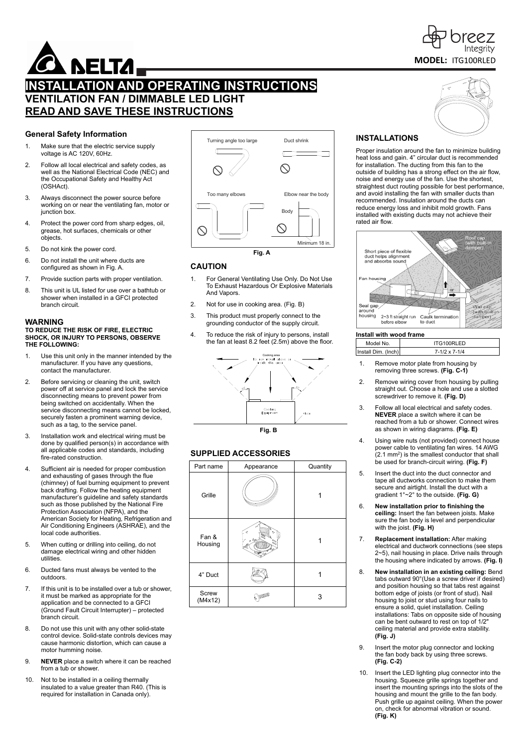# INSTALLATION AND OPERATING INSTRUCTIONS

## VENTILATION FAN / DIMMABLE LED LIGHT

## READ AND SAVE THESE INSTRUCTIONS

**MODEL:** ITG100RLED

### General Safety Information

1. Make sure that the electric service supply voltage is AC 120V, 60Hz.
2. Follow all local electrical and safety codes, as well as the National Electrical Code (NEC) and the Occupational Safety and Healthy Act (OSHAct).
3. Always disconnect the power source before working on or near the ventilating fan, motor or junction box.
4. Protect the power cord from sharp edges, oil, grease, hot surfaces, chemicals or other objects.
5. Do not kink the power cord.
6. Do not install the unit where ducts are configured as shown in Fig. A.
7. Provide suction parts with proper ventilation.
8. This unit is UL listed for use over a bathtub or shower when installed in a GFCI protected branch circuit.

### WARNING

**TO REDUCE THE RISK OF FIRE, ELECTRIC SHOCK, OR INJURY TO PERSONS, OBSERVE THE FOLLOWING:**

1. Use this unit only in the manner intended by the manufacturer. If you have any questions, contact the manufacturer.
2. Before servicing or cleaning the unit, switch power off at service panel and lock the service disconnecting means to prevent power from being switched on accidentally. When the service disconnecting means cannot be locked, securely fasten a prominent warning device, such as a tag, to the service panel.
3. Installation work and electrical wiring must be done by qualified person(s) in accordance with all applicable codes and standards, including fire-rated construction.
4. Sufficient air is needed for proper combustion and exhausting of gases through the flue (chimney) of fuel burning equipment to prevent back drafting. Follow the heating equipment manufacturer's guideline and safety standards such as those published by the National Fire Protection Association (NFPA), and the American Society for Heating, Refrigeration and Air Conditioning Engineers (ASHRAE), and the local code authorities.
5. When cutting or drilling into ceiling, do not damage electrical wiring and other hidden utilities.
6. Ducted fans must always be vented to the outdoors.
7. If this unit is to be installed over a tub or shower, it must be marked as appropriate for the application and be connected to a GFCI (Ground Fault Circuit Interrupter) – protected branch circuit.
8. Do not use this unit with any other solid-state control device. Solid-state controls devices may cause harmonic distortion, which can cause a motor humming noise.
9. **NEVER** place a switch where it can be reached from a tub or shower.
10. Not to be installed in a ceiling thermally insulated to a value greater than R40. (This is required for installation in Canada only).

Turning angle too large — Duct shrink — Too many elbows — Elbow near the body — Body — Minimum 18 in.

**Fig. A**

### CAUTION

1. For General Ventilating Use Only. Do Not Use To Exhaust Hazardous Or Explosive Materials And Vapors.
2. Not for use in cooking area. (Fig. B)
3. This product must properly connect to the grounding conductor of the supply circuit.
4. To reduce the risk of injury to persons, install the fan at least 8.2 feet (2.5m) above the floor.

**Fig. B**

### SUPPLIED ACCESSORIES

| Part name | Appearance | Quantity |
|---|---|---|
| Grille | | 1 |
| Fan & Housing | | 1 |
| 4" Duct | | 1 |
| Screw (M4x12) | | 3 |

### INSTALLATIONS

Proper insulation around the fan to minimize building heat loss and gain. 4" circular duct is recommended for installation. The ducting from this fan to the outside of building has a strong effect on the air flow, noise and energy use of the fan. Use the shortest, straightest duct routing possible for best performance, and avoid installing the fan with smaller ducts than recommended. Insulation around the ducts can reduce energy loss and inhibit mold growth. Fans installed with existing ducts may not achieve their rated air flow.

Roof cap (with built-in damper) — Short piece of flexible duct helps alignment and absorbs sound — Fan housing — or — Seal gap around housing — 2~3 ft straight run before elbow — Caulk termination to duct — Wall cap (with built-in damper)

**Install with wood frame**

| Model No. | ITG100RLED |
|---|---|
| Install Dim. (Inch) | 7-1/2 x 7-1/4 |

1. Remove motor plate from housing by removing three screws. **(Fig. C-1)**
2. Remove wiring cover from housing by pulling straight out. Choose a hole and use a slotted screwdriver to remove it. **(Fig. D)**
3. Follow all local electrical and safety codes. **NEVER** place a switch where it can be reached from a tub or shower. Connect wires as shown in wiring diagrams. **(Fig. E)**
4. Using wire nuts (not provided) connect house power cable to ventilating fan wires. 14 AWG (2.1 mm²) is the smallest conductor that shall be used for branch-circuit wiring. **(Fig. F)**
5. Insert the duct into the duct connector and tape all ductworks connection to make them secure and airtight. Install the duct with a gradient 1°~2° to the outside. **(Fig. G)**
6. **New installation prior to finishing the ceiling:** Insert the fan between joists. Make sure the fan body is level and perpendicular with the joist. **(Fig. H)**
7. **Replacement installation:** After making electrical and ductwork connections (see steps 2~5), nail housing in place. Drive nails through the housing where indicated by arrows. **(Fig. I)**
8. **New installation in an existing ceiling:** Bend tabs outward 90°(Use a screw driver if desired) and position housing so that tabs rest against bottom edge of joists (or front of stud). Nail housing to joist or stud using four nails to ensure a solid, quiet installation. Ceiling installations: Tabs on opposite side of housing can be bent outward to rest on top of 1/2" ceiling material and provide extra stability. **(Fig. J)**
9. Insert the motor plug connector and locking the fan body back by using three screws. **(Fig. C-2)**
10. Insert the LED lighting plug connector into the housing. Squeeze grille springs together and insert the mounting springs into the slots of the housing and mount the grille to the fan body. Push grille up against ceiling. When the power on, check for abnormal vibration or sound. **(Fig. K)**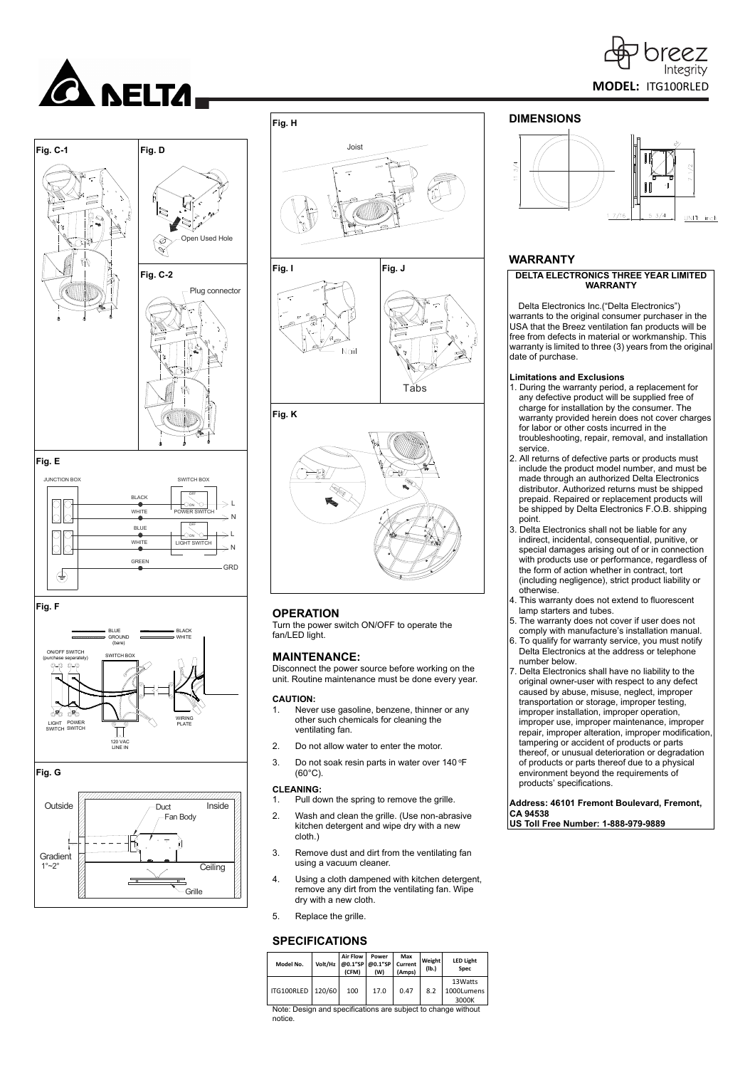breez Integrity

**MODEL:** ITG100RLED

Fig. C-1

Fig. D

Open Used Hole

Fig. C-2

Plug connector

Fig. E

JUNCTION BOX

SWITCH BOX

BLACK

WHITE

POWER SWITCH

BLUE

WHITE

LIGHT SWITCH

GREEN

L

N

L

N

GRD

Fig. F

BLUE

GROUND (bare)

BLACK

WHITE

ON/OFF SWITCH (purchase separately)

SWITCH BOX

LIGHT SWITCH

POWER SWITCH

120 VAC LINE IN

WIRING PLATE

Fig. G

Outside

Inside

Duct

Fan Body

Gradient 1°~2°

Ceiling

Grille

Fig. H

Joist

Fig. I

Nail

Fig. J

Tabs

Fig. K

## OPERATION

Turn the power switch ON/OFF to operate the fan/LED light.

## MAINTENANCE:

Disconnect the power source before working on the unit. Routine maintenance must be done every year.

### CAUTION:

1. Never use gasoline, benzene, thinner or any other such chemicals for cleaning the ventilating fan.
2. Do not allow water to enter the motor.
3. Do not soak resin parts in water over 140 °F (60°C).

### CLEANING:

1. Pull down the spring to remove the grille.
2. Wash and clean the grille. (Use non-abrasive kitchen detergent and wipe dry with a new cloth.)
3. Remove dust and dirt from the ventilating fan using a vacuum cleaner.
4. Using a cloth dampened with kitchen detergent, remove any dirt from the ventilating fan. Wipe dry with a new cloth.
5. Replace the grille.

## SPECIFICATIONS

| Model No. | Volt/Hz | Air Flow @0.1"SP (CFM) | Power @0.1"SP (W) | Max Current (Amps) | Weight (lb.) | LED Light Spec |
|---|---|---|---|---|---|---|
| ITG100RLED | 120/60 | 100 | 17.0 | 0.47 | 8.2 | 13Watts 1000Lumens 3000K |

Note: Design and specifications are subject to change without notice.

## DIMENSIONS

11 3/4

7 1/2

1 7/16

5 3/4

UNIT: inch

## WARRANTY

**DELTA ELECTRONICS THREE YEAR LIMITED WARRANTY**

Delta Electronics Inc.("Delta Electronics") warrants to the original consumer purchaser in the USA that the Breez ventilation fan products will be free from defects in material or workmanship. This warranty is limited to three (3) years from the original date of purchase.

**Limitations and Exclusions**

1. During the warranty period, a replacement for any defective product will be supplied free of charge for installation by the consumer. The warranty provided herein does not cover charges for labor or other costs incurred in the troubleshooting, repair, removal, and installation service.
2. All returns of defective parts or products must include the product model number, and must be made through an authorized Delta Electronics distributor. Authorized returns must be shipped prepaid. Repaired or replacement products will be shipped by Delta Electronics F.O.B. shipping point.
3. Delta Electronics shall not be liable for any indirect, incidental, consequential, punitive, or special damages arising out of or in connection with products use or performance, regardless of the form of action whether in contract, tort (including negligence), strict product liability or otherwise.
4. This warranty does not extend to fluorescent lamp starters and tubes.
5. The warranty does not cover if user does not comply with manufacture's installation manual.
6. To qualify for warranty service, you must notify Delta Electronics at the address or telephone number below.
7. Delta Electronics shall have no liability to the original owner-user with respect to any defect caused by abuse, misuse, neglect, improper transportation or storage, improper testing, improper installation, improper operation, improper use, improper maintenance, improper repair, improper alteration, improper modification, tampering or accident of products or parts thereof, or unusual deterioration or degradation of products or parts thereof due to a physical environment beyond the requirements of products' specifications.

**Address: 46101 Fremont Boulevard, Fremont, CA 94538**
**US Toll Free Number: 1-888-979-9889**